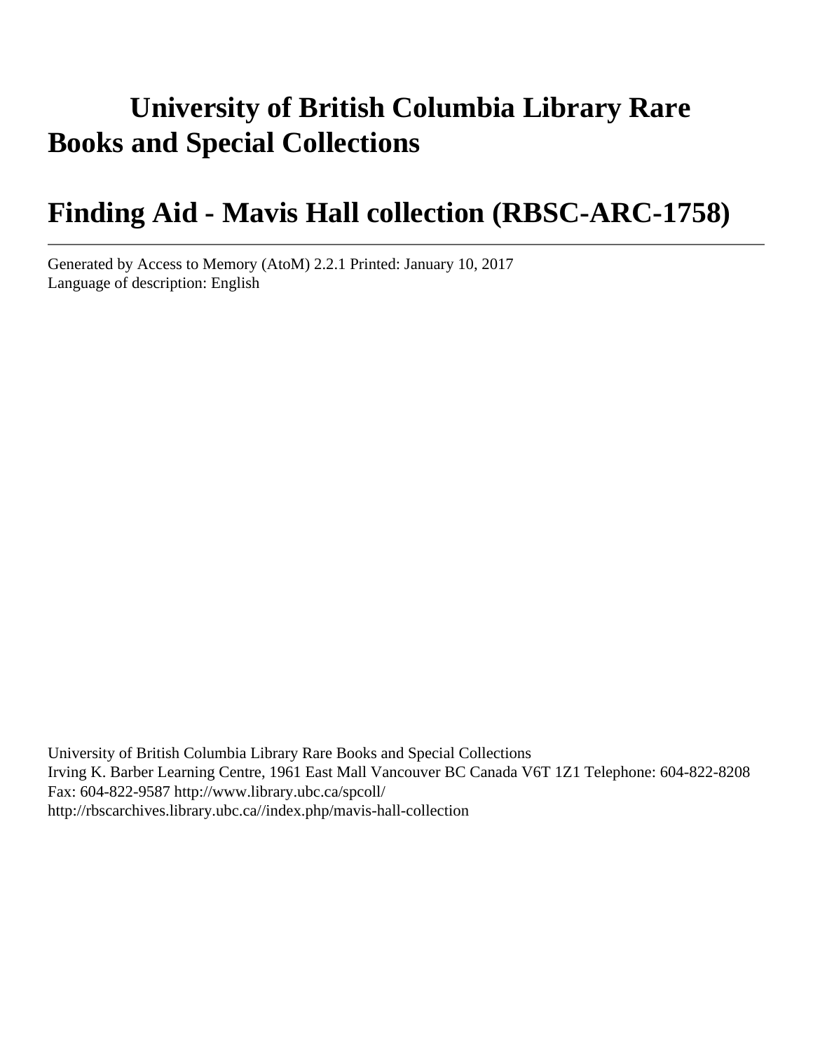# University of British Columbia Library Rare Books and Special Collections

# Finding Aid - Mavis Hall collection (RBSC-ARC-1758)

---

Generated by Access to Memory (AtoM) 2.2.1 Printed: January 10, 2017
Language of description: English

University of British Columbia Library Rare Books and Special Collections
Irving K. Barber Learning Centre, 1961 East Mall Vancouver BC Canada V6T 1Z1 Telephone: 604-822-8208
Fax: 604-822-9587 http://www.library.ubc.ca/spcoll/
http://rbscarchives.library.ubc.ca//index.php/mavis-hall-collection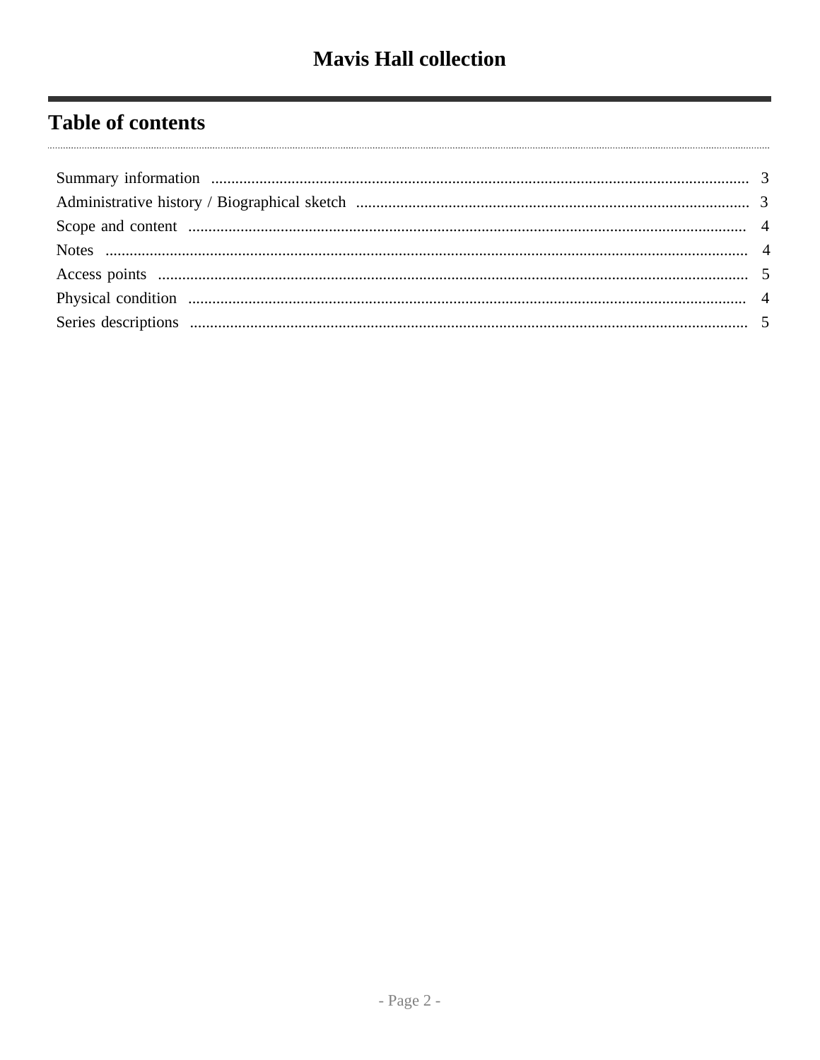# Mavis Hall collection

## Table of contents

- Summary information ... 3
- Administrative history / Biographical sketch ... 3
- Scope and content ... 4
- Notes ... 4
- Access points ... 5
- Physical condition ... 4
- Series descriptions ... 5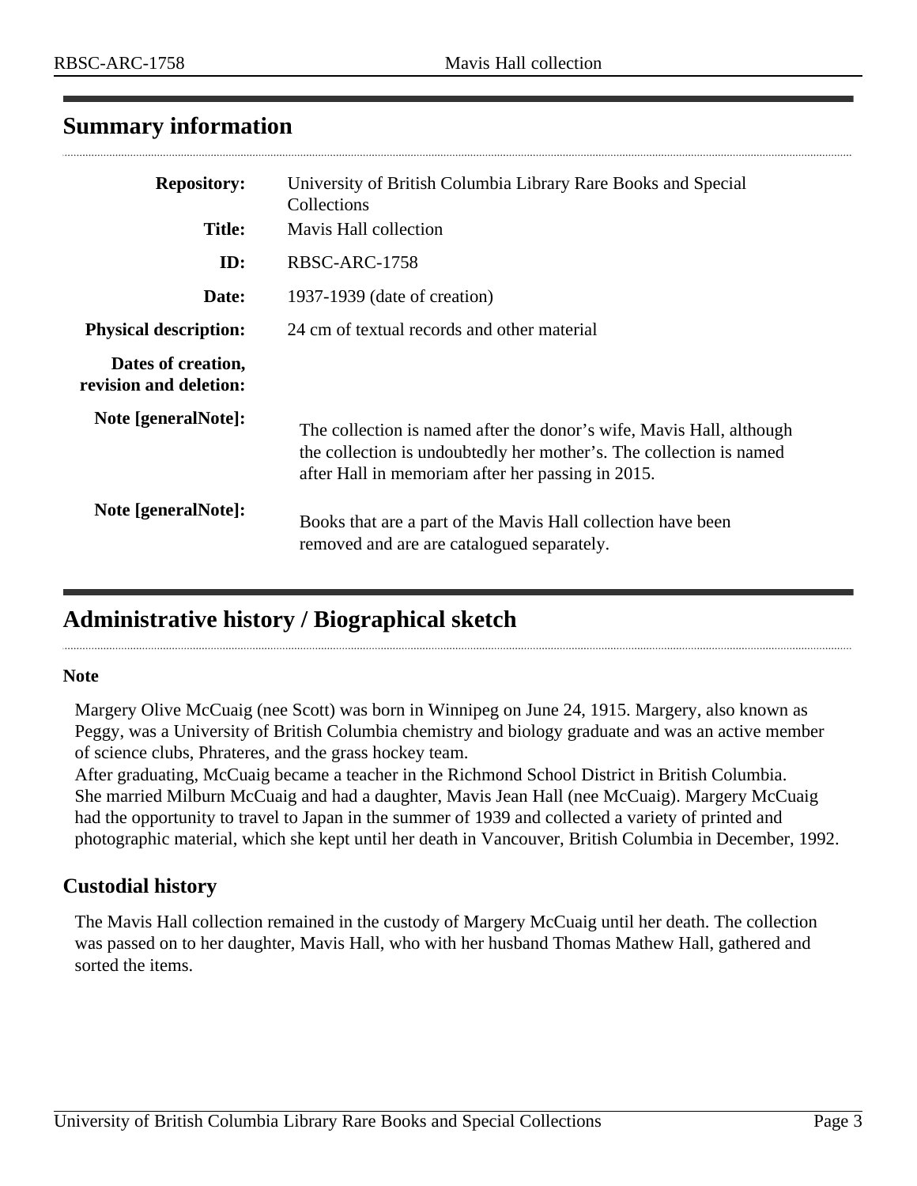## Summary information

| | |
|---|---|
| **Repository:** | University of British Columbia Library Rare Books and Special Collections |
| **Title:** | Mavis Hall collection |
| **ID:** | RBSC-ARC-1758 |
| **Date:** | 1937-1939 (date of creation) |
| **Physical description:** | 24 cm of textual records and other material |
| **Dates of creation, revision and deletion:** | |
| **Note [generalNote]:** | The collection is named after the donor's wife, Mavis Hall, although the collection is undoubtedly her mother's. The collection is named after Hall in memoriam after her passing in 2015. |
| **Note [generalNote]:** | Books that are a part of the Mavis Hall collection have been removed and are are catalogued separately. |

## Administrative history / Biographical sketch

**Note**

Margery Olive McCuaig (nee Scott) was born in Winnipeg on June 24, 1915. Margery, also known as Peggy, was a University of British Columbia chemistry and biology graduate and was an active member of science clubs, Phrateres, and the grass hockey team.
After graduating, McCuaig became a teacher in the Richmond School District in British Columbia. She married Milburn McCuaig and had a daughter, Mavis Jean Hall (nee McCuaig). Margery McCuaig had the opportunity to travel to Japan in the summer of 1939 and collected a variety of printed and photographic material, which she kept until her death in Vancouver, British Columbia in December, 1992.

### Custodial history

The Mavis Hall collection remained in the custody of Margery McCuaig until her death. The collection was passed on to her daughter, Mavis Hall, who with her husband Thomas Mathew Hall, gathered and sorted the items.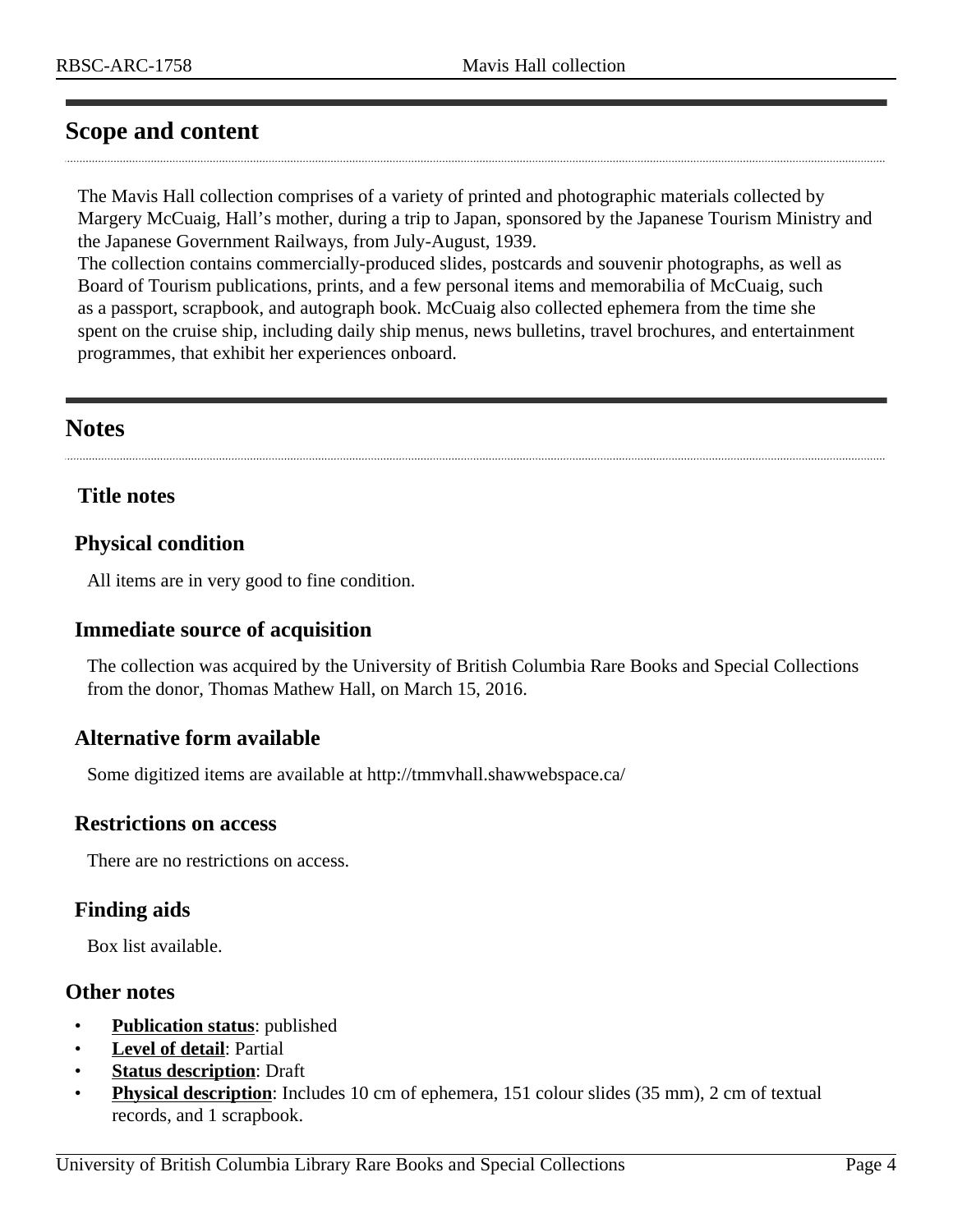## Scope and content

The Mavis Hall collection comprises of a variety of printed and photographic materials collected by Margery McCuaig, Hall's mother, during a trip to Japan, sponsored by the Japanese Tourism Ministry and the Japanese Government Railways, from July-August, 1939.
The collection contains commercially-produced slides, postcards and souvenir photographs, as well as Board of Tourism publications, prints, and a few personal items and memorabilia of McCuaig, such as a passport, scrapbook, and autograph book. McCuaig also collected ephemera from the time she spent on the cruise ship, including daily ship menus, news bulletins, travel brochures, and entertainment programmes, that exhibit her experiences onboard.

## Notes

### Title notes

### Physical condition

All items are in very good to fine condition.

### Immediate source of acquisition

The collection was acquired by the University of British Columbia Rare Books and Special Collections from the donor, Thomas Mathew Hall, on March 15, 2016.

### Alternative form available

Some digitized items are available at http://tmmvhall.shawwebspace.ca/

### Restrictions on access

There are no restrictions on access.

### Finding aids

Box list available.

### Other notes

- **Publication status**: published
- **Level of detail**: Partial
- **Status description**: Draft
- **Physical description**: Includes 10 cm of ephemera, 151 colour slides (35 mm), 2 cm of textual records, and 1 scrapbook.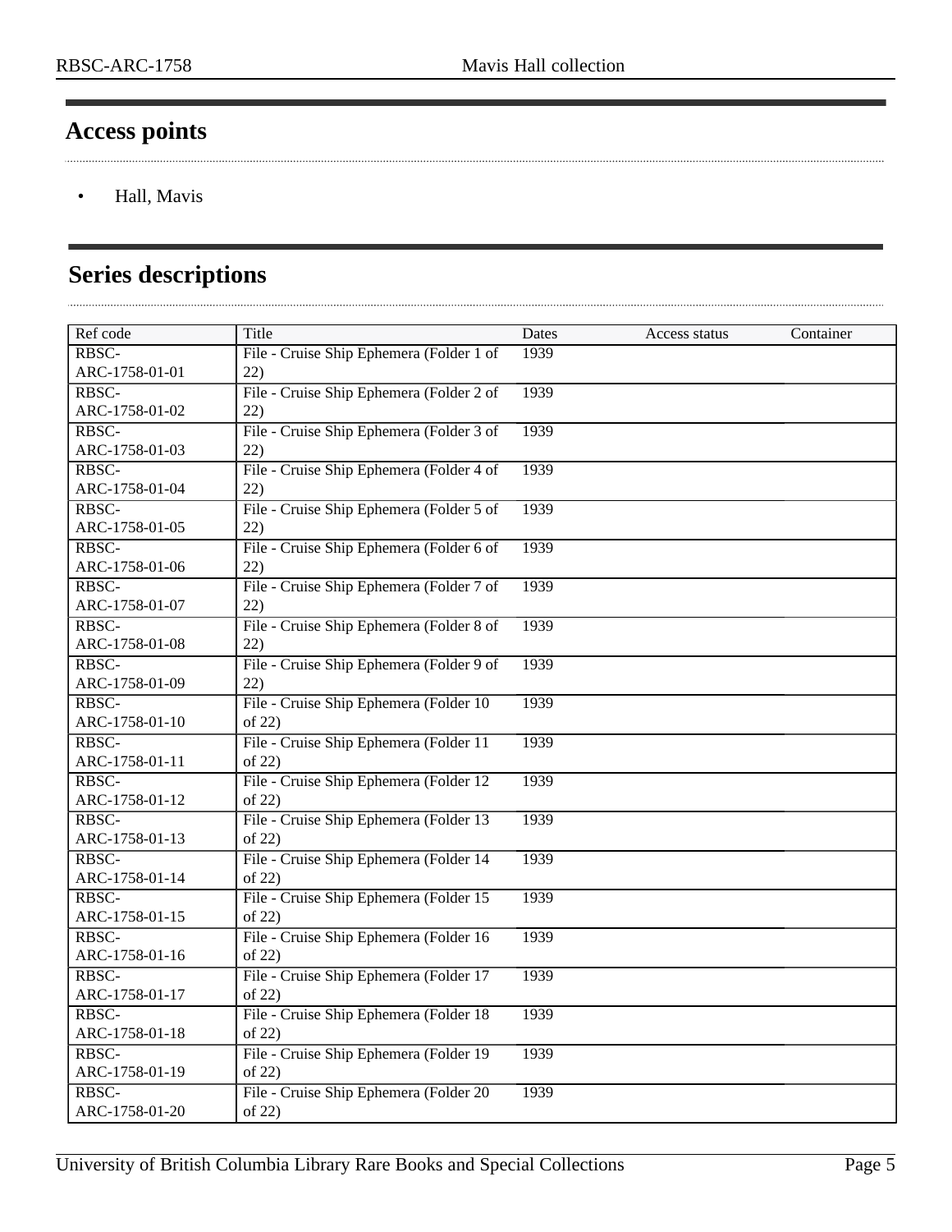## Access points

- Hall, Mavis

## Series descriptions

| Ref code | Title | Dates | Access status | Container |
|---|---|---|---|---|
| RBSC-ARC-1758-01-01 | File - Cruise Ship Ephemera (Folder 1 of 22) | 1939 | | |
| RBSC-ARC-1758-01-02 | File - Cruise Ship Ephemera (Folder 2 of 22) | 1939 | | |
| RBSC-ARC-1758-01-03 | File - Cruise Ship Ephemera (Folder 3 of 22) | 1939 | | |
| RBSC-ARC-1758-01-04 | File - Cruise Ship Ephemera (Folder 4 of 22) | 1939 | | |
| RBSC-ARC-1758-01-05 | File - Cruise Ship Ephemera (Folder 5 of 22) | 1939 | | |
| RBSC-ARC-1758-01-06 | File - Cruise Ship Ephemera (Folder 6 of 22) | 1939 | | |
| RBSC-ARC-1758-01-07 | File - Cruise Ship Ephemera (Folder 7 of 22) | 1939 | | |
| RBSC-ARC-1758-01-08 | File - Cruise Ship Ephemera (Folder 8 of 22) | 1939 | | |
| RBSC-ARC-1758-01-09 | File - Cruise Ship Ephemera (Folder 9 of 22) | 1939 | | |
| RBSC-ARC-1758-01-10 | File - Cruise Ship Ephemera (Folder 10 of 22) | 1939 | | |
| RBSC-ARC-1758-01-11 | File - Cruise Ship Ephemera (Folder 11 of 22) | 1939 | | |
| RBSC-ARC-1758-01-12 | File - Cruise Ship Ephemera (Folder 12 of 22) | 1939 | | |
| RBSC-ARC-1758-01-13 | File - Cruise Ship Ephemera (Folder 13 of 22) | 1939 | | |
| RBSC-ARC-1758-01-14 | File - Cruise Ship Ephemera (Folder 14 of 22) | 1939 | | |
| RBSC-ARC-1758-01-15 | File - Cruise Ship Ephemera (Folder 15 of 22) | 1939 | | |
| RBSC-ARC-1758-01-16 | File - Cruise Ship Ephemera (Folder 16 of 22) | 1939 | | |
| RBSC-ARC-1758-01-17 | File - Cruise Ship Ephemera (Folder 17 of 22) | 1939 | | |
| RBSC-ARC-1758-01-18 | File - Cruise Ship Ephemera (Folder 18 of 22) | 1939 | | |
| RBSC-ARC-1758-01-19 | File - Cruise Ship Ephemera (Folder 19 of 22) | 1939 | | |
| RBSC-ARC-1758-01-20 | File - Cruise Ship Ephemera (Folder 20 of 22) | 1939 | | |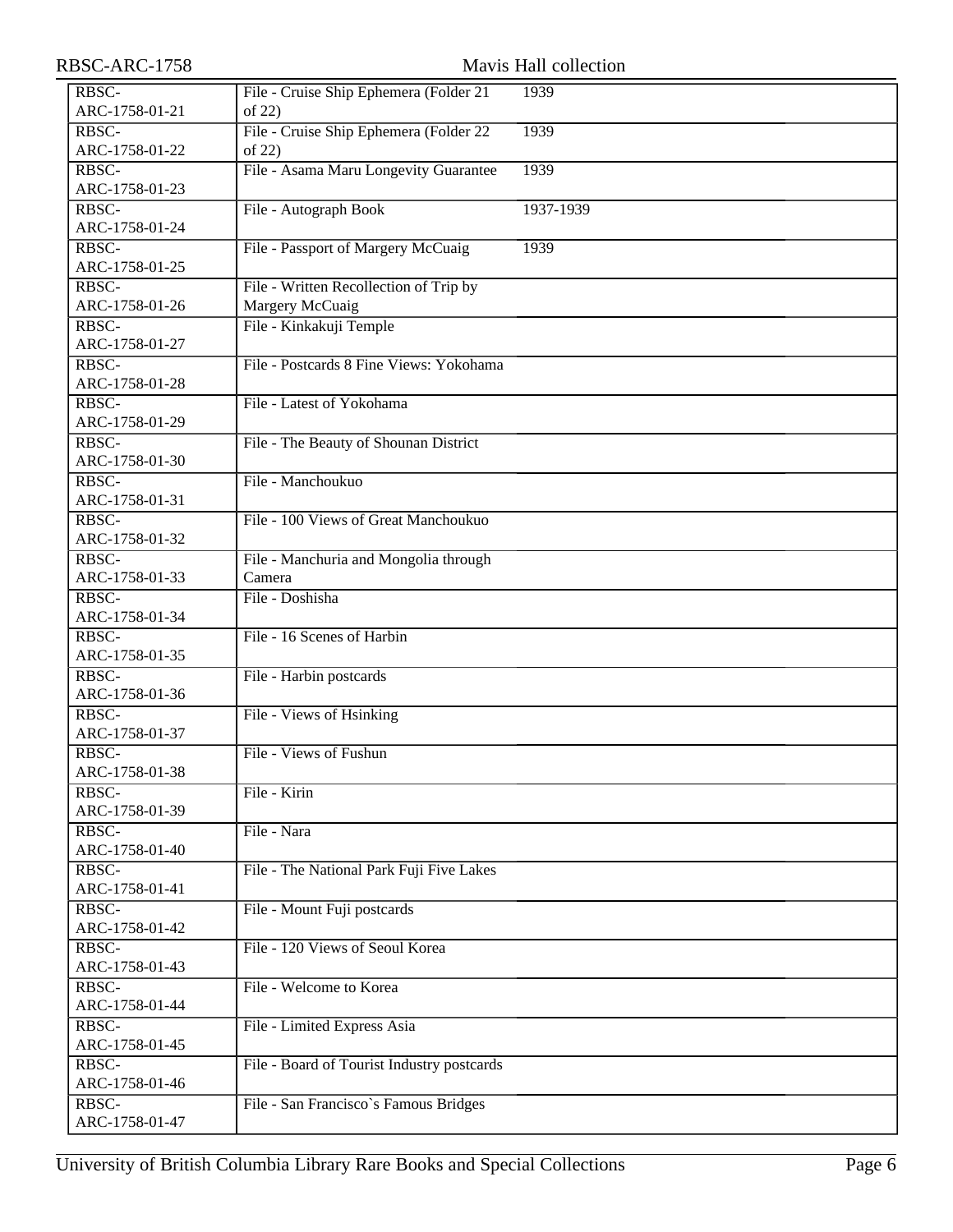| | | |
|---|---|---|
| RBSC-ARC-1758-01-21 | File - Cruise Ship Ephemera (Folder 21 of 22) | 1939 |
| RBSC-ARC-1758-01-22 | File - Cruise Ship Ephemera (Folder 22 of 22) | 1939 |
| RBSC-ARC-1758-01-23 | File - Asama Maru Longevity Guarantee | 1939 |
| RBSC-ARC-1758-01-24 | File - Autograph Book | 1937-1939 |
| RBSC-ARC-1758-01-25 | File - Passport of Margery McCuaig | 1939 |
| RBSC-ARC-1758-01-26 | File - Written Recollection of Trip by Margery McCuaig | |
| RBSC-ARC-1758-01-27 | File - Kinkakuji Temple | |
| RBSC-ARC-1758-01-28 | File - Postcards 8 Fine Views: Yokohama | |
| RBSC-ARC-1758-01-29 | File - Latest of Yokohama | |
| RBSC-ARC-1758-01-30 | File - The Beauty of Shounan District | |
| RBSC-ARC-1758-01-31 | File - Manchoukuo | |
| RBSC-ARC-1758-01-32 | File - 100 Views of Great Manchoukuo | |
| RBSC-ARC-1758-01-33 | File - Manchuria and Mongolia through Camera | |
| RBSC-ARC-1758-01-34 | File - Doshisha | |
| RBSC-ARC-1758-01-35 | File - 16 Scenes of Harbin | |
| RBSC-ARC-1758-01-36 | File - Harbin postcards | |
| RBSC-ARC-1758-01-37 | File - Views of Hsinking | |
| RBSC-ARC-1758-01-38 | File - Views of Fushun | |
| RBSC-ARC-1758-01-39 | File - Kirin | |
| RBSC-ARC-1758-01-40 | File - Nara | |
| RBSC-ARC-1758-01-41 | File - The National Park Fuji Five Lakes | |
| RBSC-ARC-1758-01-42 | File - Mount Fuji postcards | |
| RBSC-ARC-1758-01-43 | File - 120 Views of Seoul Korea | |
| RBSC-ARC-1758-01-44 | File - Welcome to Korea | |
| RBSC-ARC-1758-01-45 | File - Limited Express Asia | |
| RBSC-ARC-1758-01-46 | File - Board of Tourist Industry postcards | |
| RBSC-ARC-1758-01-47 | File - San Francisco`s Famous Bridges | |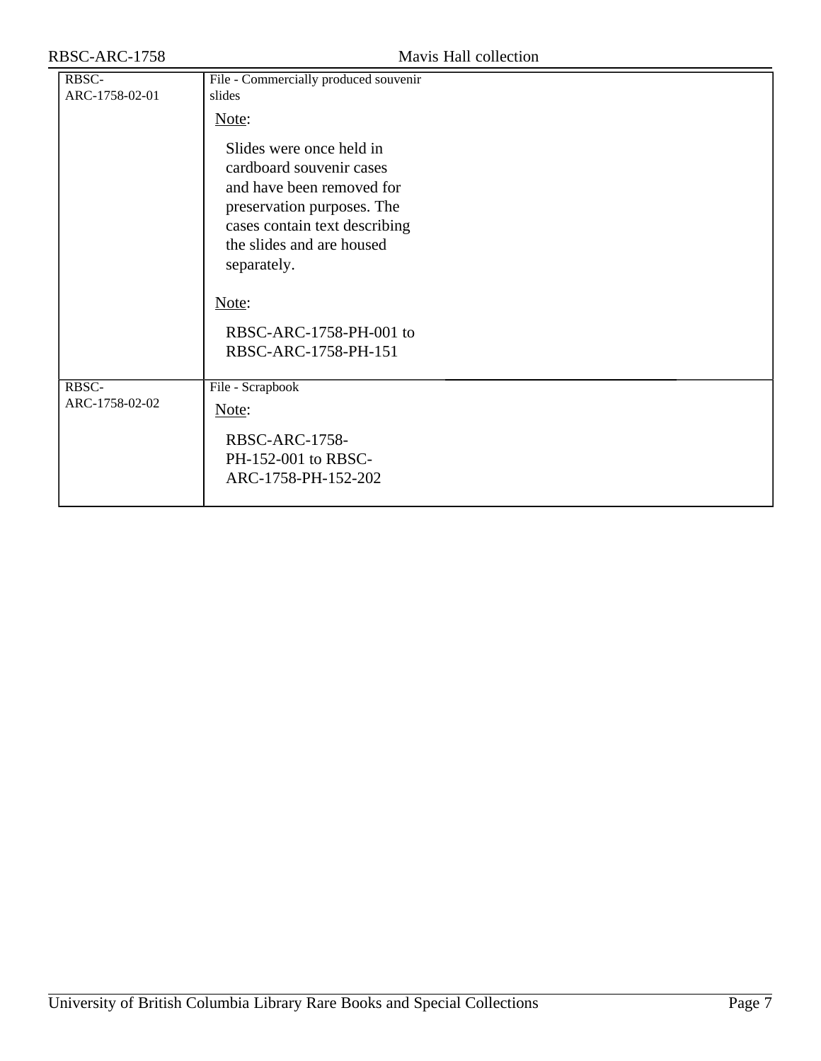| | |
|---|---|
| RBSC-ARC-1758-02-01 | File - Commercially produced souvenir slides<br><br>Note:<br><br>Slides were once held in cardboard souvenir cases and have been removed for preservation purposes. The cases contain text describing the slides and are housed separately.<br><br>Note:<br><br>RBSC-ARC-1758-PH-001 to RBSC-ARC-1758-PH-151 |
| RBSC-ARC-1758-02-02 | File - Scrapbook<br><br>Note:<br><br>RBSC-ARC-1758-PH-152-001 to RBSC-ARC-1758-PH-152-202 |